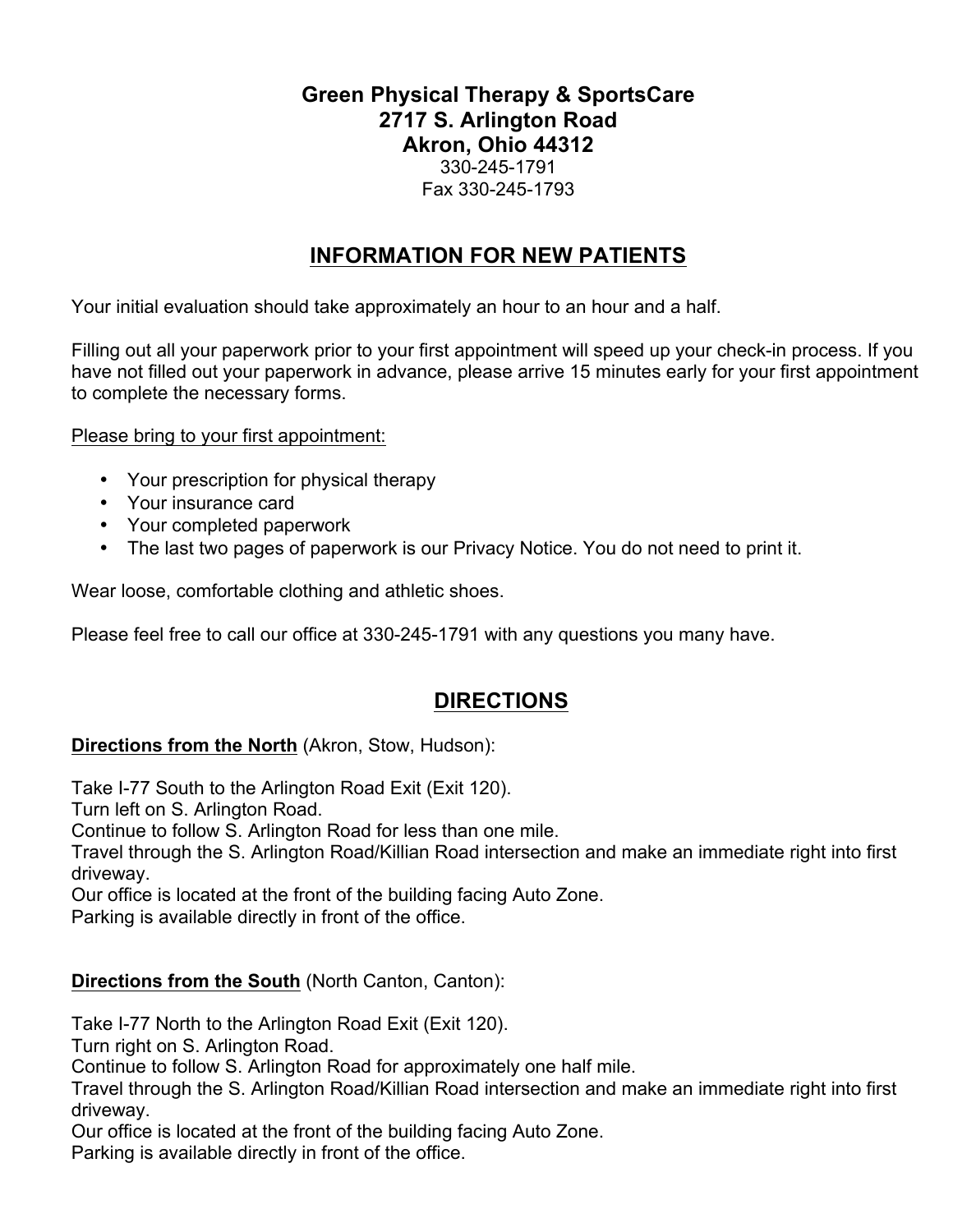# Green Physical Therapy & SportsCare
# 2717 S. Arlington Road
# Akron, Ohio 44312

330-245-1791
Fax 330-245-1793

## INFORMATION FOR NEW PATIENTS

Your initial evaluation should take approximately an hour to an hour and a half.

Filling out all your paperwork prior to your first appointment will speed up your check-in process. If you have not filled out your paperwork in advance, please arrive 15 minutes early for your first appointment to complete the necessary forms.

Please bring to your first appointment:

- Your prescription for physical therapy
- Your insurance card
- Your completed paperwork
- The last two pages of paperwork is our Privacy Notice. You do not need to print it.

Wear loose, comfortable clothing and athletic shoes.

Please feel free to call our office at 330-245-1791 with any questions you many have.

## DIRECTIONS

**Directions from the North** (Akron, Stow, Hudson):

Take I-77 South to the Arlington Road Exit (Exit 120).
Turn left on S. Arlington Road.
Continue to follow S. Arlington Road for less than one mile.
Travel through the S. Arlington Road/Killian Road intersection and make an immediate right into first driveway.
Our office is located at the front of the building facing Auto Zone.
Parking is available directly in front of the office.

**Directions from the South** (North Canton, Canton):

Take I-77 North to the Arlington Road Exit (Exit 120).
Turn right on S. Arlington Road.
Continue to follow S. Arlington Road for approximately one half mile.
Travel through the S. Arlington Road/Killian Road intersection and make an immediate right into first driveway.
Our office is located at the front of the building facing Auto Zone.
Parking is available directly in front of the office.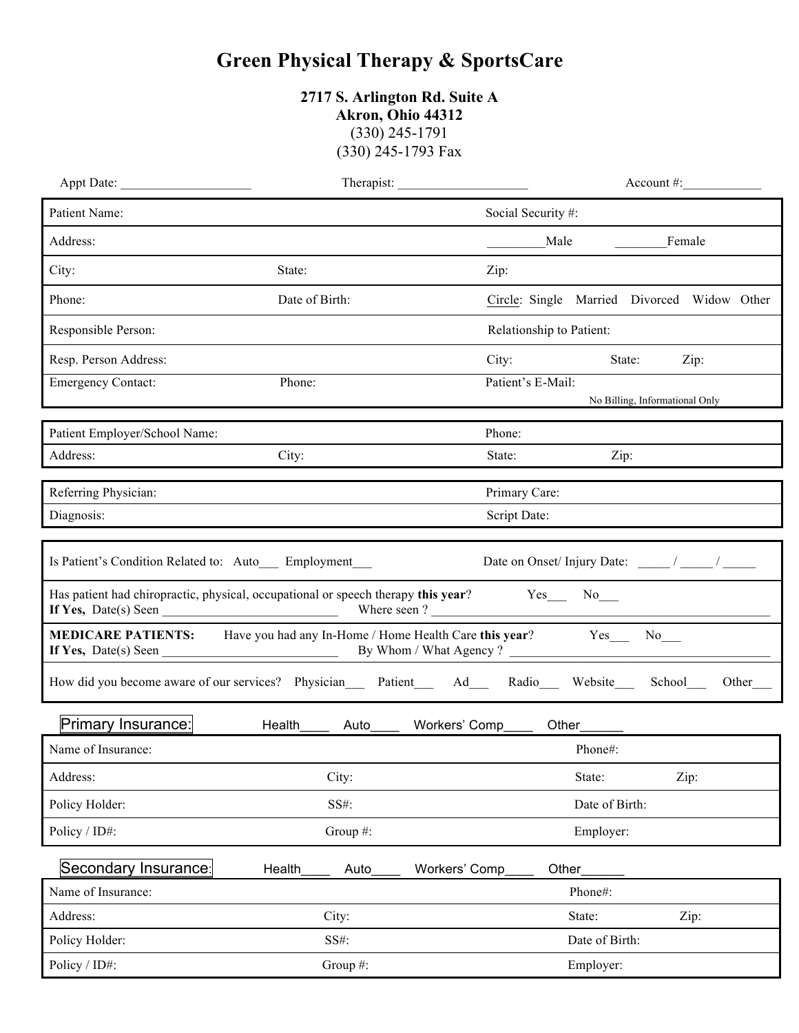# Green Physical Therapy & SportsCare

**2717 S. Arlington Rd. Suite A**
**Akron, Ohio 44312**
(330) 245-1791
(330) 245-1793 Fax

Appt Date: ____________________ Therapist: ____________________ Account #:____________

| | | |
|---|---|---|
| Patient Name: | | Social Security #: |
| Address: | | _________Male ________Female |
| City: | State: | Zip: |
| Phone: | Date of Birth: | Circle: Single Married Divorced Widow Other |
| Responsible Person: | | Relationship to Patient: |
| Resp. Person Address: | | City: State: Zip: |
| Emergency Contact: | Phone: | Patient's E-Mail: No Billing, Informational Only |

| | | |
|---|---|---|
| Patient Employer/School Name: | | Phone: |
| Address: | City: | State: Zip: |

| | |
|---|---|
| Referring Physician: | Primary Care: |
| Diagnosis: | Script Date: |

Is Patient's Condition Related to: Auto___ Employment___ Date on Onset/ Injury Date: _____ / _____ / _____

Has patient had chiropractic, physical, occupational or speech therapy **this year**? Yes___ No___
**If Yes,** Date(s) Seen ___________________________ Where seen ? __________________________________________________

**MEDICARE PATIENTS:** Have you had any In-Home / Home Health Care **this year**? Yes___ No___
**If Yes,** Date(s) Seen ___________________________ By Whom / What Agency ? ________________________________________

How did you become aware of our services? Physician___ Patient___ Ad___ Radio___ Website___ School___ Other___

**Primary Insurance:** Health____ Auto____ Workers' Comp____ Other______

| | | |
|---|---|---|
| Name of Insurance: | | Phone#: |
| Address: | City: | State: Zip: |
| Policy Holder: | SS#: | Date of Birth: |
| Policy / ID#: | Group #: | Employer: |

**Secondary Insurance:** Health____ Auto____ Workers' Comp____ Other______

| | | |
|---|---|---|
| Name of Insurance: | | Phone#: |
| Address: | City: | State: Zip: |
| Policy Holder: | SS#: | Date of Birth: |
| Policy / ID#: | Group #: | Employer: |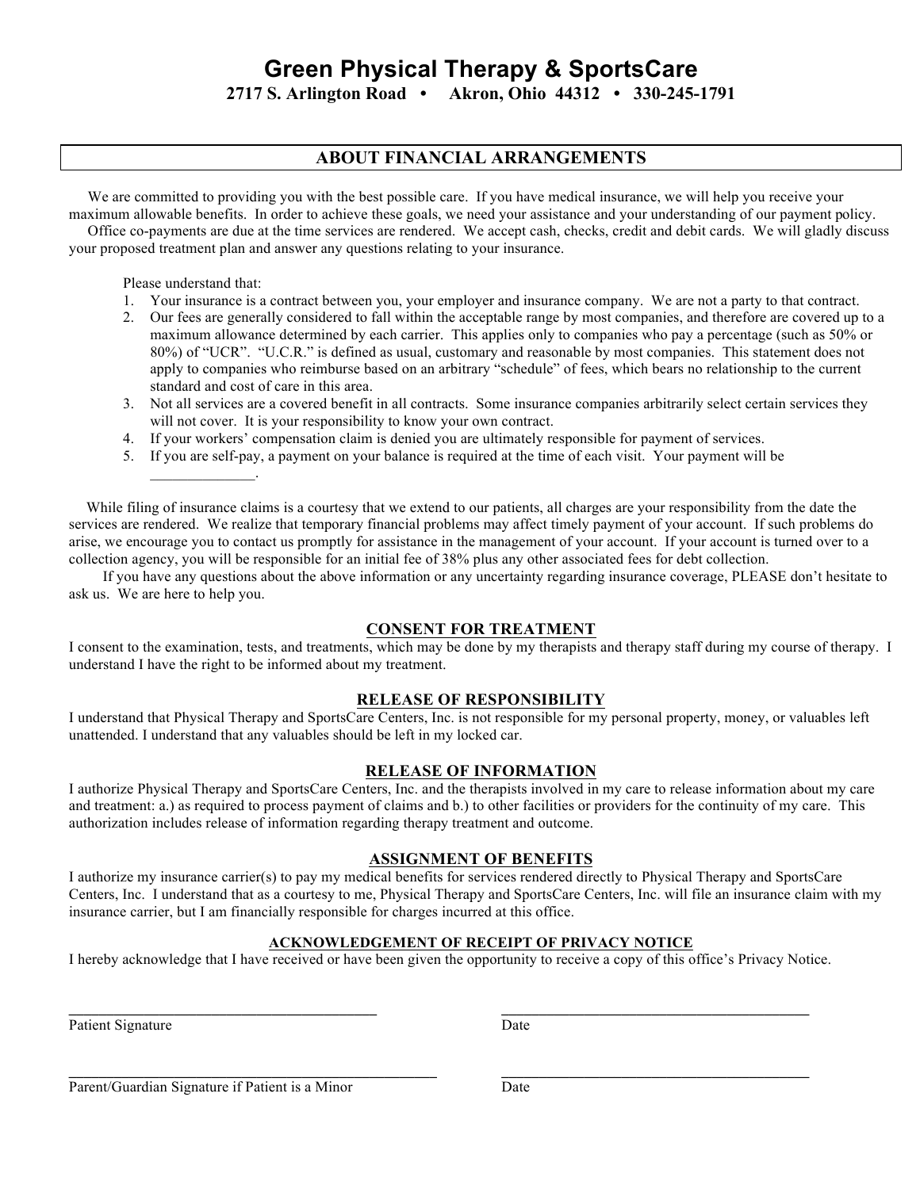# Green Physical Therapy & SportsCare

**2717 S. Arlington Road • Akron, Ohio 44312 • 330-245-1791**

## ABOUT FINANCIAL ARRANGEMENTS

We are committed to providing you with the best possible care. If you have medical insurance, we will help you receive your maximum allowable benefits. In order to achieve these goals, we need your assistance and your understanding of our payment policy.

Office co-payments are due at the time services are rendered. We accept cash, checks, credit and debit cards. We will gladly discuss your proposed treatment plan and answer any questions relating to your insurance.

Please understand that:

1. Your insurance is a contract between you, your employer and insurance company. We are not a party to that contract.
2. Our fees are generally considered to fall within the acceptable range by most companies, and therefore are covered up to a maximum allowance determined by each carrier. This applies only to companies who pay a percentage (such as 50% or 80%) of "UCR". "U.C.R." is defined as usual, customary and reasonable by most companies. This statement does not apply to companies who reimburse based on an arbitrary "schedule" of fees, which bears no relationship to the current standard and cost of care in this area.
3. Not all services are a covered benefit in all contracts. Some insurance companies arbitrarily select certain services they will not cover. It is your responsibility to know your own contract.
4. If your workers' compensation claim is denied you are ultimately responsible for payment of services.
5. If you are self-pay, a payment on your balance is required at the time of each visit. Your payment will be \_\_\_\_\_\_\_\_\_\_\_\_\_\_.

While filing of insurance claims is a courtesy that we extend to our patients, all charges are your responsibility from the date the services are rendered. We realize that temporary financial problems may affect timely payment of your account. If such problems do arise, we encourage you to contact us promptly for assistance in the management of your account. If your account is turned over to a collection agency, you will be responsible for an initial fee of 38% plus any other associated fees for debt collection.

If you have any questions about the above information or any uncertainty regarding insurance coverage, PLEASE don't hesitate to ask us. We are here to help you.

### CONSENT FOR TREATMENT

I consent to the examination, tests, and treatments, which may be done by my therapists and therapy staff during my course of therapy. I understand I have the right to be informed about my treatment.

### RELEASE OF RESPONSIBILITY

I understand that Physical Therapy and SportsCare Centers, Inc. is not responsible for my personal property, money, or valuables left unattended. I understand that any valuables should be left in my locked car.

### RELEASE OF INFORMATION

I authorize Physical Therapy and SportsCare Centers, Inc. and the therapists involved in my care to release information about my care and treatment: a.) as required to process payment of claims and b.) to other facilities or providers for the continuity of my care. This authorization includes release of information regarding therapy treatment and outcome.

### ASSIGNMENT OF BENEFITS

I authorize my insurance carrier(s) to pay my medical benefits for services rendered directly to Physical Therapy and SportsCare Centers, Inc. I understand that as a courtesy to me, Physical Therapy and SportsCare Centers, Inc. will file an insurance claim with my insurance carrier, but I am financially responsible for charges incurred at this office.

### ACKNOWLEDGEMENT OF RECEIPT OF PRIVACY NOTICE

I hereby acknowledge that I have received or have been given the opportunity to receive a copy of this office's Privacy Notice.

\_\_\_\_\_\_\_\_\_\_\_\_\_\_\_\_\_\_\_\_\_\_\_\_\_\_\_\_\_\_\_\_\_\_\_\_\_\_\_\_ \_\_\_\_\_\_\_\_\_\_\_\_\_\_\_\_\_\_\_\_\_\_\_\_\_\_\_\_\_\_\_\_\_\_\_\_\_\_\_\_

Patient Signature Date

\_\_\_\_\_\_\_\_\_\_\_\_\_\_\_\_\_\_\_\_\_\_\_\_\_\_\_\_\_\_\_\_\_\_\_\_\_\_\_\_ \_\_\_\_\_\_\_\_\_\_\_\_\_\_\_\_\_\_\_\_\_\_\_\_\_\_\_\_\_\_\_\_\_\_\_\_\_\_\_\_

Parent/Guardian Signature if Patient is a Minor Date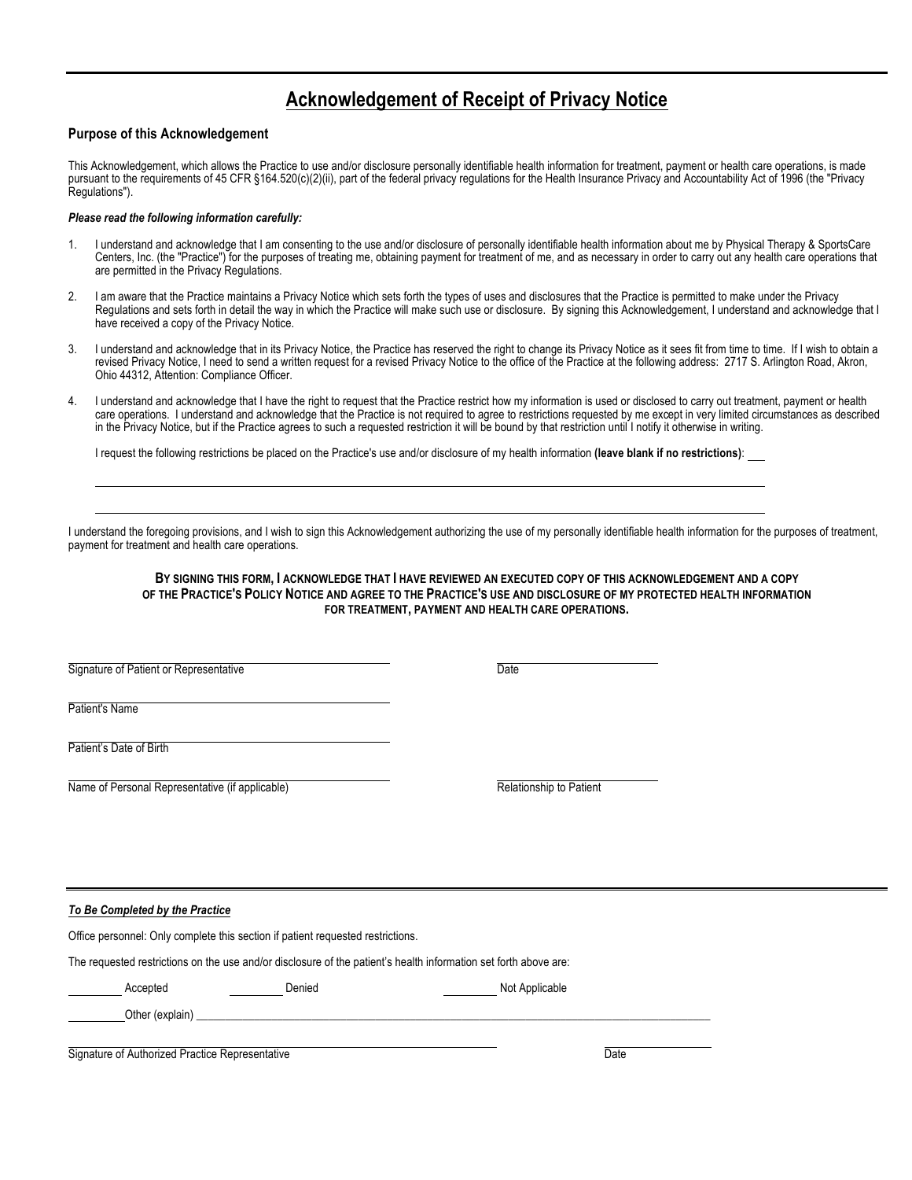# Acknowledgement of Receipt of Privacy Notice

### Purpose of this Acknowledgement

This Acknowledgement, which allows the Practice to use and/or disclosure personally identifiable health information for treatment, payment or health care operations, is made pursuant to the requirements of 45 CFR §164.520(c)(2)(ii), part of the federal privacy regulations for the Health Insurance Privacy and Accountability Act of 1996 (the "Privacy Regulations").

***Please read the following information carefully:***

1. I understand and acknowledge that I am consenting to the use and/or disclosure of personally identifiable health information about me by Physical Therapy & SportsCare Centers, Inc. (the "Practice") for the purposes of treating me, obtaining payment for treatment of me, and as necessary in order to carry out any health care operations that are permitted in the Privacy Regulations.

2. I am aware that the Practice maintains a Privacy Notice which sets forth the types of uses and disclosures that the Practice is permitted to make under the Privacy Regulations and sets forth in detail the way in which the Practice will make such use or disclosure. By signing this Acknowledgement, I understand and acknowledge that I have received a copy of the Privacy Notice.

3. I understand and acknowledge that in its Privacy Notice, the Practice has reserved the right to change its Privacy Notice as it sees fit from time to time. If I wish to obtain a revised Privacy Notice, I need to send a written request for a revised Privacy Notice to the office of the Practice at the following address: 2717 S. Arlington Road, Akron, Ohio 44312, Attention: Compliance Officer.

4. I understand and acknowledge that I have the right to request that the Practice restrict how my information is used or disclosed to carry out treatment, payment or health care operations. I understand and acknowledge that the Practice is not required to agree to restrictions requested by me except in very limited circumstances as described in the Privacy Notice, but if the Practice agrees to such a requested restriction it will be bound by that restriction until I notify it otherwise in writing.

   I request the following restrictions be placed on the Practice's use and/or disclosure of my health information **(leave blank if no restrictions)**: ____

   ______________________________________________________________________

   ______________________________________________________________________

I understand the foregoing provisions, and I wish to sign this Acknowledgement authorizing the use of my personally identifiable health information for the purposes of treatment, payment for treatment and health care operations.

**BY SIGNING THIS FORM, I ACKNOWLEDGE THAT I HAVE REVIEWED AN EXECUTED COPY OF THIS ACKNOWLEDGEMENT AND A COPY OF THE PRACTICE'S POLICY NOTICE AND AGREE TO THE PRACTICE'S USE AND DISCLOSURE OF MY PROTECTED HEALTH INFORMATION FOR TREATMENT, PAYMENT AND HEALTH CARE OPERATIONS.**

______________________________________ ____________________
Signature of Patient or Representative Date

______________________________________
Patient's Name

______________________________________
Patient's Date of Birth

______________________________________ ____________________
Name of Personal Representative (if applicable) Relationship to Patient

---

***To Be Completed by the Practice***

Office personnel: Only complete this section if patient requested restrictions.

The requested restrictions on the use and/or disclosure of the patient's health information set forth above are:

________ Accepted ________ Denied ________ Not Applicable

________Other (explain) ______________________________________________________________________

______________________________________ ____________________
Signature of Authorized Practice Representative Date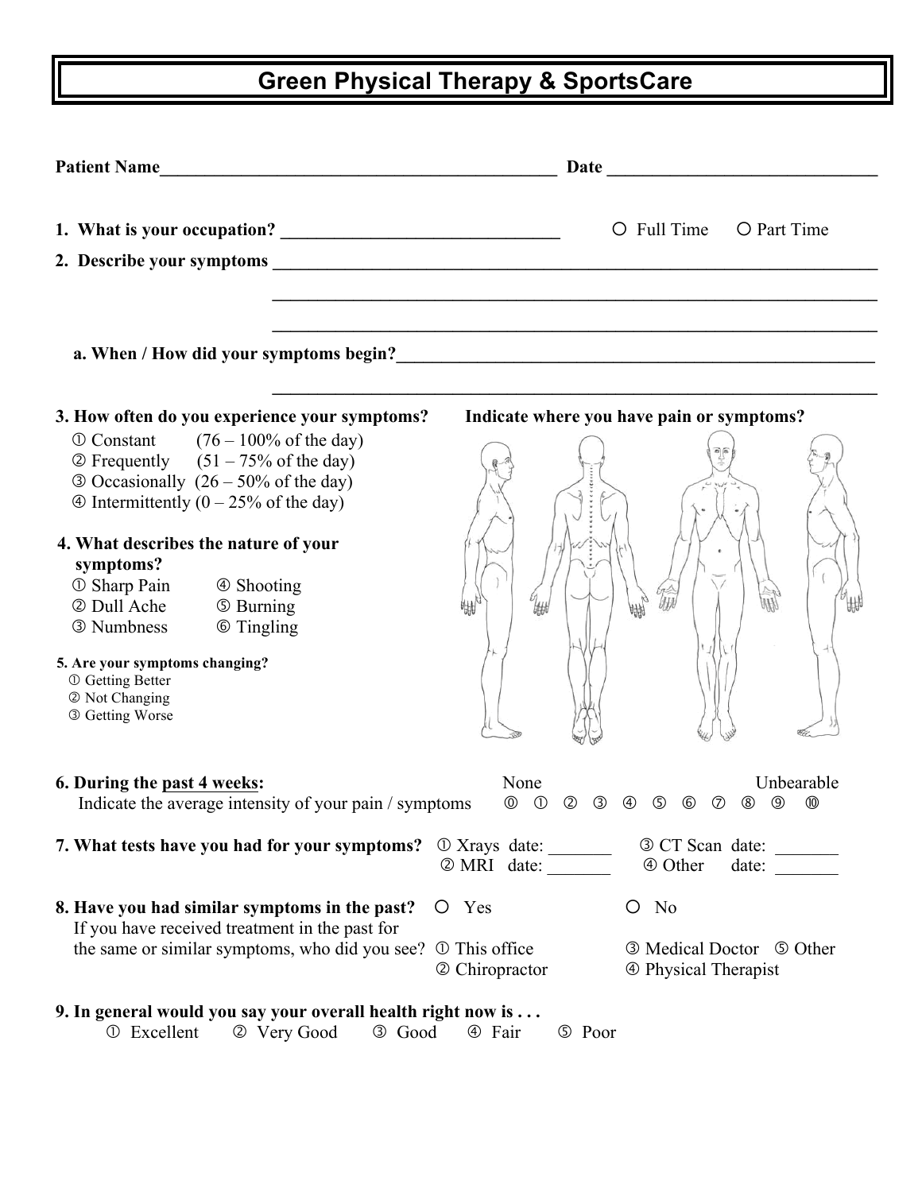# Green Physical Therapy & SportsCare

**Patient Name**_______________________________________________ **Date** _______________________________

**1. What is your occupation?** _______________________________ ○ Full Time ○ Part Time

**2. Describe your symptoms** _________________________________________________________________________

_________________________________________________________________________

_________________________________________________________________________

**a. When / How did your symptoms begin?**_______________________________________________________

_________________________________________________________________________

**3. How often do you experience your symptoms?**

① Constant (76 – 100% of the day)
② Frequently (51 – 75% of the day)
③ Occasionally (26 – 50% of the day)
④ Intermittently (0 – 25% of the day)

**Indicate where you have pain or symptoms?**

**4. What describes the nature of your symptoms?**

① Sharp Pain ④ Shooting
② Dull Ache ⑤ Burning
③ Numbness ⑥ Tingling

**5. Are your symptoms changing?**

① Getting Better
② Not Changing
③ Getting Worse

**6. During the past 4 weeks:**
Indicate the average intensity of your pain / symptoms

None ⓪ ① ② ③ ④ ⑤ ⑥ ⑦ ⑧ ⑨ ⑩ Unbearable

**7. What tests have you had for your symptoms?**

① Xrays date: _______ ③ CT Scan date: _______
② MRI date: _______ ④ Other date: _______

**8. Have you had similar symptoms in the past?** ○ Yes ○ No

If you have received treatment in the past for the same or similar symptoms, who did you see?

① This office ③ Medical Doctor ⑤ Other
② Chiropractor ④ Physical Therapist

**9. In general would you say your overall health right now is . . .**

① Excellent ② Very Good ③ Good ④ Fair ⑤ Poor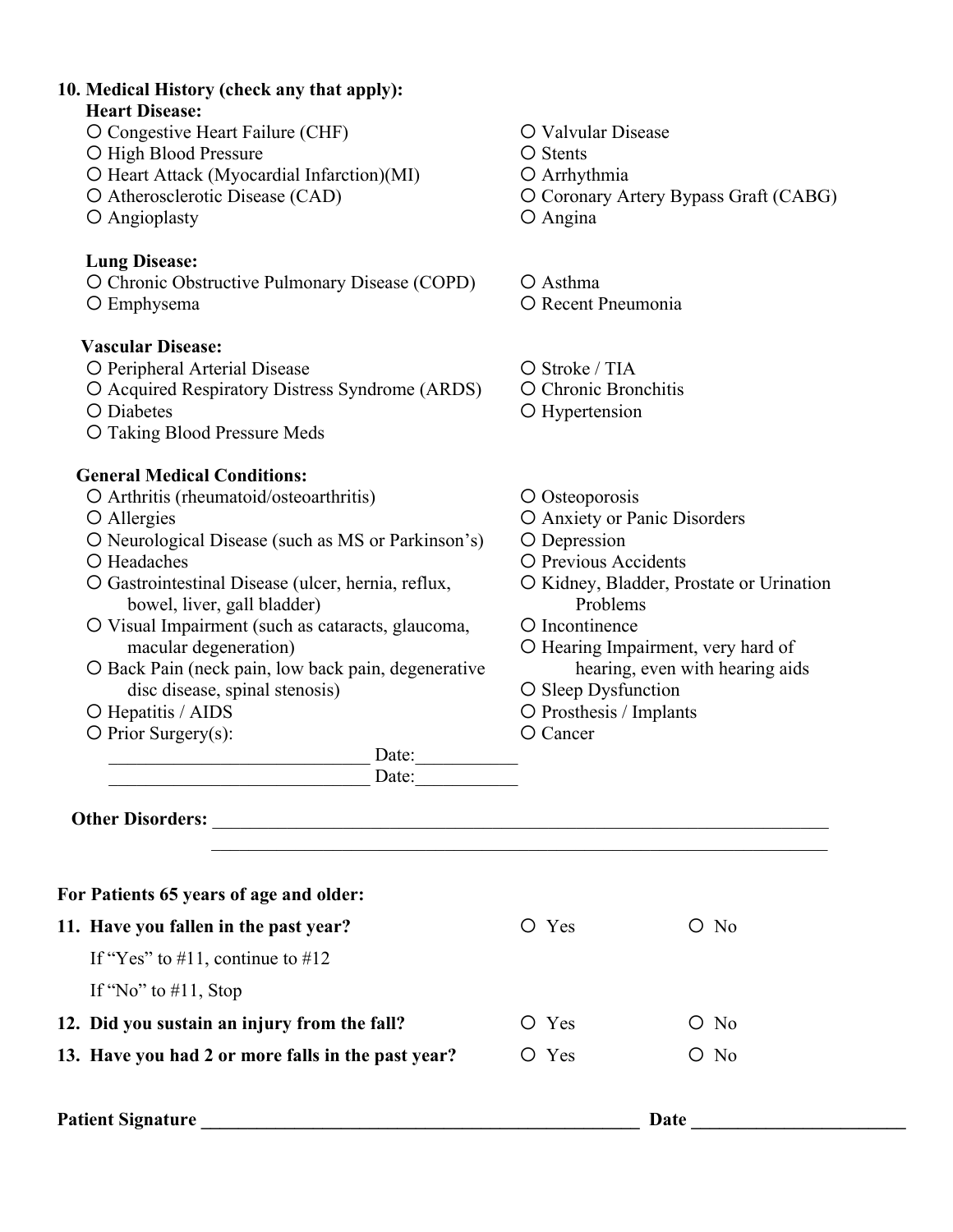**10. Medical History (check any that apply):**

**Heart Disease:**

- ○ Congestive Heart Failure (CHF)
- ○ High Blood Pressure
- ○ Heart Attack (Myocardial Infarction)(MI)
- ○ Atherosclerotic Disease (CAD)
- ○ Angioplasty
- ○ Valvular Disease
- ○ Stents
- ○ Arrhythmia
- ○ Coronary Artery Bypass Graft (CABG)
- ○ Angina

**Lung Disease:**

- ○ Chronic Obstructive Pulmonary Disease (COPD)
- ○ Emphysema
- ○ Asthma
- ○ Recent Pneumonia

**Vascular Disease:**

- ○ Peripheral Arterial Disease
- ○ Acquired Respiratory Distress Syndrome (ARDS)
- ○ Diabetes
- ○ Taking Blood Pressure Meds
- ○ Stroke / TIA
- ○ Chronic Bronchitis
- ○ Hypertension

**General Medical Conditions:**

- ○ Arthritis (rheumatoid/osteoarthritis)
- ○ Allergies
- ○ Neurological Disease (such as MS or Parkinson's)
- ○ Headaches
- ○ Gastrointestinal Disease (ulcer, hernia, reflux, bowel, liver, gall bladder)
- ○ Visual Impairment (such as cataracts, glaucoma, macular degeneration)
- ○ Back Pain (neck pain, low back pain, degenerative disc disease, spinal stenosis)
- ○ Hepatitis / AIDS
- ○ Prior Surgery(s):
  ____________________________ Date:___________
  ____________________________ Date:___________
- ○ Osteoporosis
- ○ Anxiety or Panic Disorders
- ○ Depression
- ○ Previous Accidents
- ○ Kidney, Bladder, Prostate or Urination Problems
- ○ Incontinence
- ○ Hearing Impairment, very hard of hearing, even with hearing aids
- ○ Sleep Dysfunction
- ○ Prosthesis / Implants
- ○ Cancer

**Other Disorders:** ____________________________________________________________________
____________________________________________________________________

**For Patients 65 years of age and older:**

**11. Have you fallen in the past year?** ○ Yes ○ No

If "Yes" to #11, continue to #12

If "No" to #11, Stop

**12. Did you sustain an injury from the fall?** ○ Yes ○ No

**13. Have you had 2 or more falls in the past year?** ○ Yes ○ No

**Patient Signature** ________________________________________________ **Date** ______________________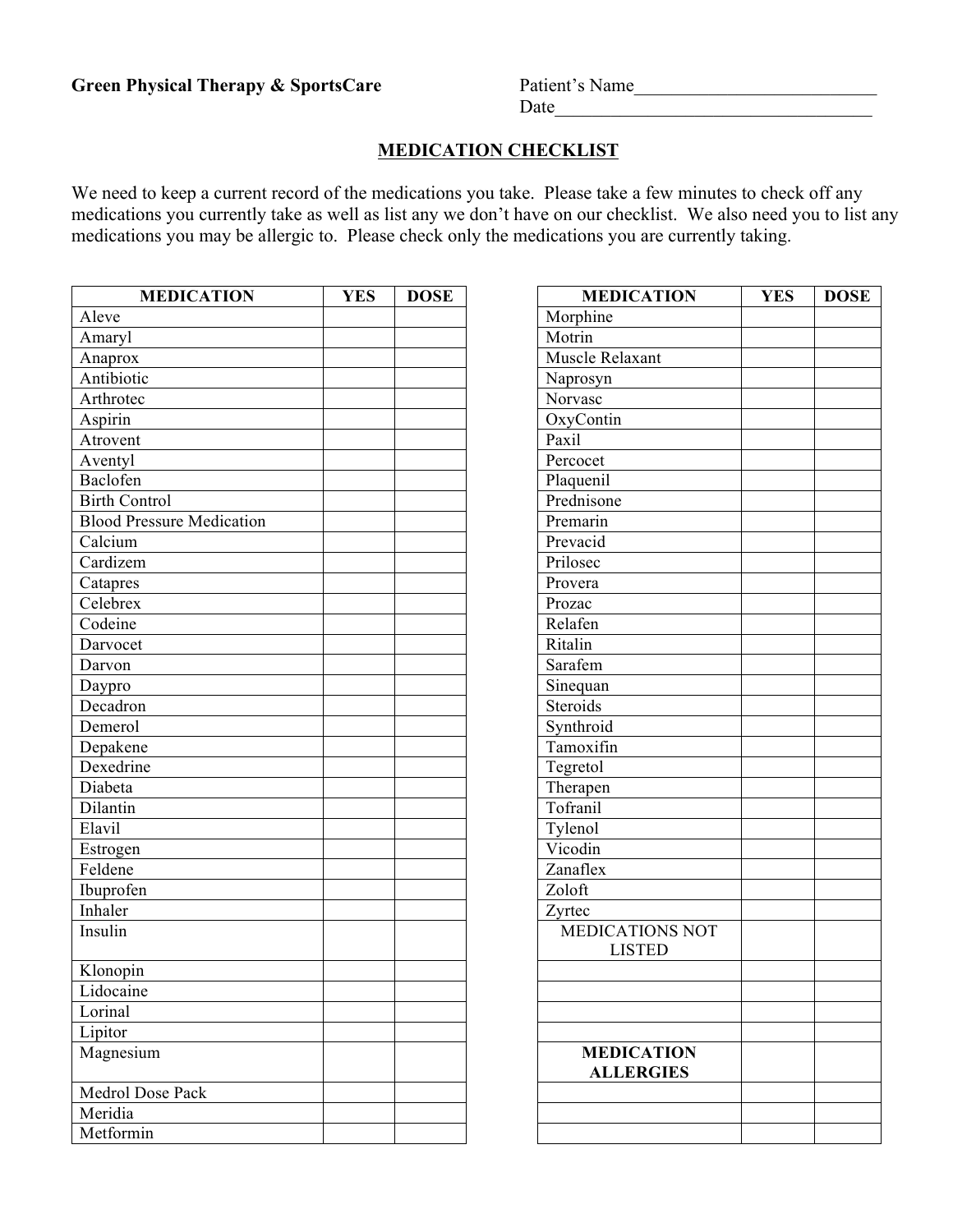**Green Physical Therapy & SportsCare**

Patient's Name___________________________

Date____________________________________

## MEDICATION CHECKLIST

We need to keep a current record of the medications you take. Please take a few minutes to check off any medications you currently take as well as list any we don't have on our checklist. We also need you to list any medications you may be allergic to. Please check only the medications you are currently taking.

| MEDICATION | YES | DOSE |
|---|---|---|
| Aleve | | |
| Amaryl | | |
| Anaprox | | |
| Antibiotic | | |
| Arthrotec | | |
| Aspirin | | |
| Atrovent | | |
| Aventyl | | |
| Baclofen | | |
| Birth Control | | |
| Blood Pressure Medication | | |
| Calcium | | |
| Cardizem | | |
| Catapres | | |
| Celebrex | | |
| Codeine | | |
| Darvocet | | |
| Darvon | | |
| Daypro | | |
| Decadron | | |
| Demerol | | |
| Depakene | | |
| Dexedrine | | |
| Diabeta | | |
| Dilantin | | |
| Elavil | | |
| Estrogen | | |
| Feldene | | |
| Ibuprofen | | |
| Inhaler | | |
| Insulin | | |
| Klonopin | | |
| Lidocaine | | |
| Lorinal | | |
| Lipitor | | |
| Magnesium | | |
| Medrol Dose Pack | | |
| Meridia | | |
| Metformin | | |

| MEDICATION | YES | DOSE |
|---|---|---|
| Morphine | | |
| Motrin | | |
| Muscle Relaxant | | |
| Naprosyn | | |
| Norvasc | | |
| OxyContin | | |
| Paxil | | |
| Percocet | | |
| Plaquenil | | |
| Prednisone | | |
| Premarin | | |
| Prevacid | | |
| Prilosec | | |
| Provera | | |
| Prozac | | |
| Relafen | | |
| Ritalin | | |
| Sarafem | | |
| Sinequan | | |
| Steroids | | |
| Synthroid | | |
| Tamoxifin | | |
| Tegretol | | |
| Therapen | | |
| Tofranil | | |
| Tylenol | | |
| Vicodin | | |
| Zanaflex | | |
| Zoloft | | |
| Zyrtec | | |
| MEDICATIONS NOT LISTED | | |
| | | |
| | | |
| | | |
| | | |
| **MEDICATION ALLERGIES** | | |
| | | |
| | | |
| | | |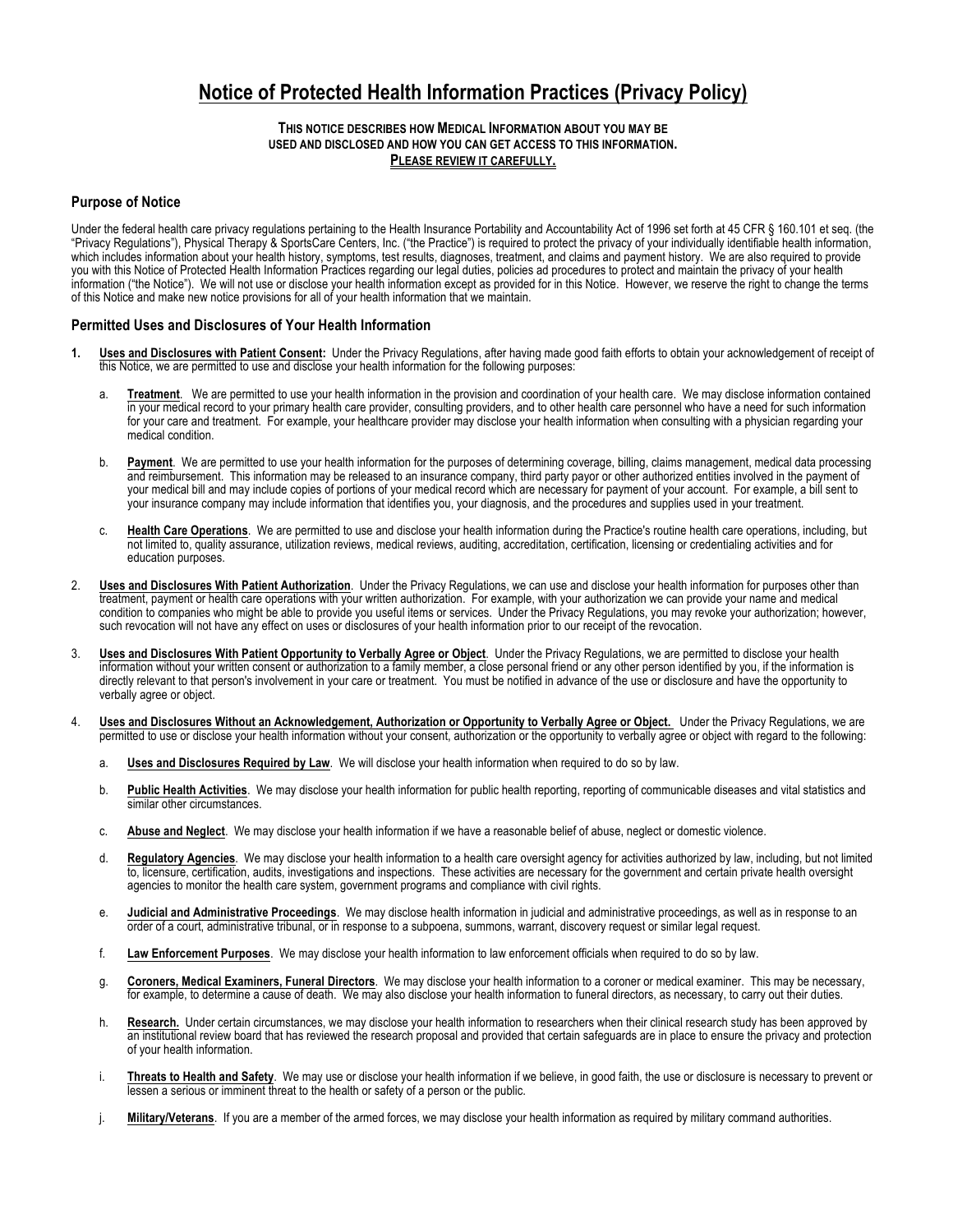# Notice of Protected Health Information Practices (Privacy Policy)

**THIS NOTICE DESCRIBES HOW MEDICAL INFORMATION ABOUT YOU MAY BE USED AND DISCLOSED AND HOW YOU CAN GET ACCESS TO THIS INFORMATION.**
**PLEASE REVIEW IT CAREFULLY.**

## Purpose of Notice

Under the federal health care privacy regulations pertaining to the Health Insurance Portability and Accountability Act of 1996 set forth at 45 CFR § 160.101 et seq. (the "Privacy Regulations"), Physical Therapy & SportsCare Centers, Inc. ("the Practice") is required to protect the privacy of your individually identifiable health information, which includes information about your health history, symptoms, test results, diagnoses, treatment, and claims and payment history. We are also required to provide you with this Notice of Protected Health Information Practices regarding our legal duties, policies ad procedures to protect and maintain the privacy of your health information ("the Notice"). We will not use or disclose your health information except as provided for in this Notice. However, we reserve the right to change the terms of this Notice and make new notice provisions for all of your health information that we maintain.

## Permitted Uses and Disclosures of Your Health Information

1. **Uses and Disclosures with Patient Consent:** Under the Privacy Regulations, after having made good faith efforts to obtain your acknowledgement of receipt of this Notice, we are permitted to use and disclose your health information for the following purposes:

   a. **Treatment**. We are permitted to use your health information in the provision and coordination of your health care. We may disclose information contained in your medical record to your primary health care provider, consulting providers, and to other health care personnel who have a need for such information for your care and treatment. For example, your healthcare provider may disclose your health information when consulting with a physician regarding your medical condition.

   b. **Payment**. We are permitted to use your health information for the purposes of determining coverage, billing, claims management, medical data processing and reimbursement. This information may be released to an insurance company, third party payor or other authorized entities involved in the payment of your medical bill and may include copies of portions of your medical record which are necessary for payment of your account. For example, a bill sent to your insurance company may include information that identifies you, your diagnosis, and the procedures and supplies used in your treatment.

   c. **Health Care Operations**. We are permitted to use and disclose your health information during the Practice's routine health care operations, including, but not limited to, quality assurance, utilization reviews, medical reviews, auditing, accreditation, certification, licensing or credentialing activities and for education purposes.

2. **Uses and Disclosures With Patient Authorization**. Under the Privacy Regulations, we can use and disclose your health information for purposes other than treatment, payment or health care operations with your written authorization. For example, with your authorization we can provide your name and medical condition to companies who might be able to provide you useful items or services. Under the Privacy Regulations, you may revoke your authorization; however, such revocation will not have any effect on uses or disclosures of your health information prior to our receipt of the revocation.

3. **Uses and Disclosures With Patient Opportunity to Verbally Agree or Object**. Under the Privacy Regulations, we are permitted to disclose your health information without your written consent or authorization to a family member, a close personal friend or any other person identified by you, if the information is directly relevant to that person's involvement in your care or treatment. You must be notified in advance of the use or disclosure and have the opportunity to verbally agree or object.

4. **Uses and Disclosures Without an Acknowledgement, Authorization or Opportunity to Verbally Agree or Object.** Under the Privacy Regulations, we are permitted to use or disclose your health information without your consent, authorization or the opportunity to verbally agree or object with regard to the following:

   a. **Uses and Disclosures Required by Law**. We will disclose your health information when required to do so by law.

   b. **Public Health Activities**. We may disclose your health information for public health reporting, reporting of communicable diseases and vital statistics and similar other circumstances.

   c. **Abuse and Neglect**. We may disclose your health information if we have a reasonable belief of abuse, neglect or domestic violence.

   d. **Regulatory Agencies**. We may disclose your health information to a health care oversight agency for activities authorized by law, including, but not limited to, licensure, certification, audits, investigations and inspections. These activities are necessary for the government and certain private health oversight agencies to monitor the health care system, government programs and compliance with civil rights.

   e. **Judicial and Administrative Proceedings**. We may disclose health information in judicial and administrative proceedings, as well as in response to an order of a court, administrative tribunal, or in response to a subpoena, summons, warrant, discovery request or similar legal request.

   f. **Law Enforcement Purposes**. We may disclose your health information to law enforcement officials when required to do so by law.

   g. **Coroners, Medical Examiners, Funeral Directors**. We may disclose your health information to a coroner or medical examiner. This may be necessary, for example, to determine a cause of death. We may also disclose your health information to funeral directors, as necessary, to carry out their duties.

   h. **Research.** Under certain circumstances, we may disclose your health information to researchers when their clinical research study has been approved by an institutional review board that has reviewed the research proposal and provided that certain safeguards are in place to ensure the privacy and protection of your health information.

   i. **Threats to Health and Safety**. We may use or disclose your health information if we believe, in good faith, the use or disclosure is necessary to prevent or lessen a serious or imminent threat to the health or safety of a person or the public.

   j. **Military/Veterans**. If you are a member of the armed forces, we may disclose your health information as required by military command authorities.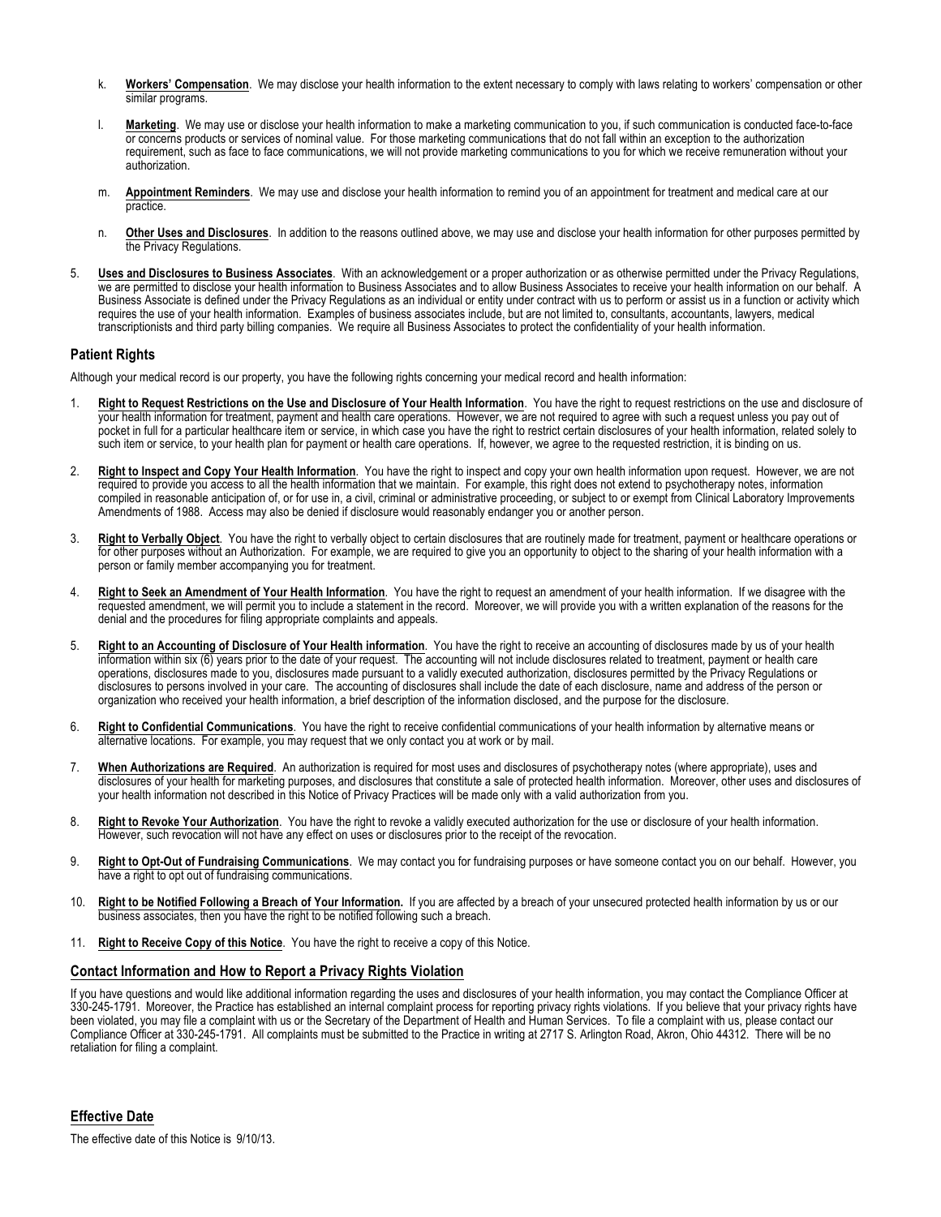k. **Workers' Compensation**. We may disclose your health information to the extent necessary to comply with laws relating to workers' compensation or other similar programs.

l. **Marketing**. We may use or disclose your health information to make a marketing communication to you, if such communication is conducted face-to-face or concerns products or services of nominal value. For those marketing communications that do not fall within an exception to the authorization requirement, such as face to face communications, we will not provide marketing communications to you for which we receive remuneration without your authorization.

m. **Appointment Reminders**. We may use and disclose your health information to remind you of an appointment for treatment and medical care at our practice.

n. **Other Uses and Disclosures**. In addition to the reasons outlined above, we may use and disclose your health information for other purposes permitted by the Privacy Regulations.

5. **Uses and Disclosures to Business Associates**. With an acknowledgement or a proper authorization or as otherwise permitted under the Privacy Regulations, we are permitted to disclose your health information to Business Associates and to allow Business Associates to receive your health information on our behalf. A Business Associate is defined under the Privacy Regulations as an individual or entity under contract with us to perform or assist us in a function or activity which requires the use of your health information. Examples of business associates include, but are not limited to, consultants, accountants, lawyers, medical transcriptionists and third party billing companies. We require all Business Associates to protect the confidentiality of your health information.

## Patient Rights

Although your medical record is our property, you have the following rights concerning your medical record and health information:

1. **Right to Request Restrictions on the Use and Disclosure of Your Health Information**. You have the right to request restrictions on the use and disclosure of your health information for treatment, payment and health care operations. However, we are not required to agree with such a request unless you pay out of pocket in full for a particular healthcare item or service, in which case you have the right to restrict certain disclosures of your health information, related solely to such item or service, to your health plan for payment or health care operations. If, however, we agree to the requested restriction, it is binding on us.

2. **Right to Inspect and Copy Your Health Information**. You have the right to inspect and copy your own health information upon request. However, we are not required to provide you access to all the health information that we maintain. For example, this right does not extend to psychotherapy notes, information compiled in reasonable anticipation of, or for use in, a civil, criminal or administrative proceeding, or subject to or exempt from Clinical Laboratory Improvements Amendments of 1988. Access may also be denied if disclosure would reasonably endanger you or another person.

3. **Right to Verbally Object**. You have the right to verbally object to certain disclosures that are routinely made for treatment, payment or healthcare operations or for other purposes without an Authorization. For example, we are required to give you an opportunity to object to the sharing of your health information with a person or family member accompanying you for treatment.

4. **Right to Seek an Amendment of Your Health Information**. You have the right to request an amendment of your health information. If we disagree with the requested amendment, we will permit you to include a statement in the record. Moreover, we will provide you with a written explanation of the reasons for the denial and the procedures for filing appropriate complaints and appeals.

5. **Right to an Accounting of Disclosure of Your Health information**. You have the right to receive an accounting of disclosures made by us of your health information within six (6) years prior to the date of your request. The accounting will not include disclosures related to treatment, payment or health care operations, disclosures made to you, disclosures made pursuant to a validly executed authorization, disclosures permitted by the Privacy Regulations or disclosures to persons involved in your care. The accounting of disclosures shall include the date of each disclosure, name and address of the person or organization who received your health information, a brief description of the information disclosed, and the purpose for the disclosure.

6. **Right to Confidential Communications**. You have the right to receive confidential communications of your health information by alternative means or alternative locations. For example, you may request that we only contact you at work or by mail.

7. **When Authorizations are Required**. An authorization is required for most uses and disclosures of psychotherapy notes (where appropriate), uses and disclosures of your health for marketing purposes, and disclosures that constitute a sale of protected health information. Moreover, other uses and disclosures of your health information not described in this Notice of Privacy Practices will be made only with a valid authorization from you.

8. **Right to Revoke Your Authorization**. You have the right to revoke a validly executed authorization for the use or disclosure of your health information. However, such revocation will not have any effect on uses or disclosures prior to the receipt of the revocation.

9. **Right to Opt-Out of Fundraising Communications**. We may contact you for fundraising purposes or have someone contact you on our behalf. However, you have a right to opt out of fundraising communications.

10. **Right to be Notified Following a Breach of Your Information.** If you are affected by a breach of your unsecured protected health information by us or our business associates, then you have the right to be notified following such a breach.

11. **Right to Receive Copy of this Notice**. You have the right to receive a copy of this Notice.

## Contact Information and How to Report a Privacy Rights Violation

If you have questions and would like additional information regarding the uses and disclosures of your health information, you may contact the Compliance Officer at 330-245-1791. Moreover, the Practice has established an internal complaint process for reporting privacy rights violations. If you believe that your privacy rights have been violated, you may file a complaint with us or the Secretary of the Department of Health and Human Services. To file a complaint with us, please contact our Compliance Officer at 330-245-1791. All complaints must be submitted to the Practice in writing at 2717 S. Arlington Road, Akron, Ohio 44312. There will be no retaliation for filing a complaint.

## Effective Date

The effective date of this Notice is 9/10/13.